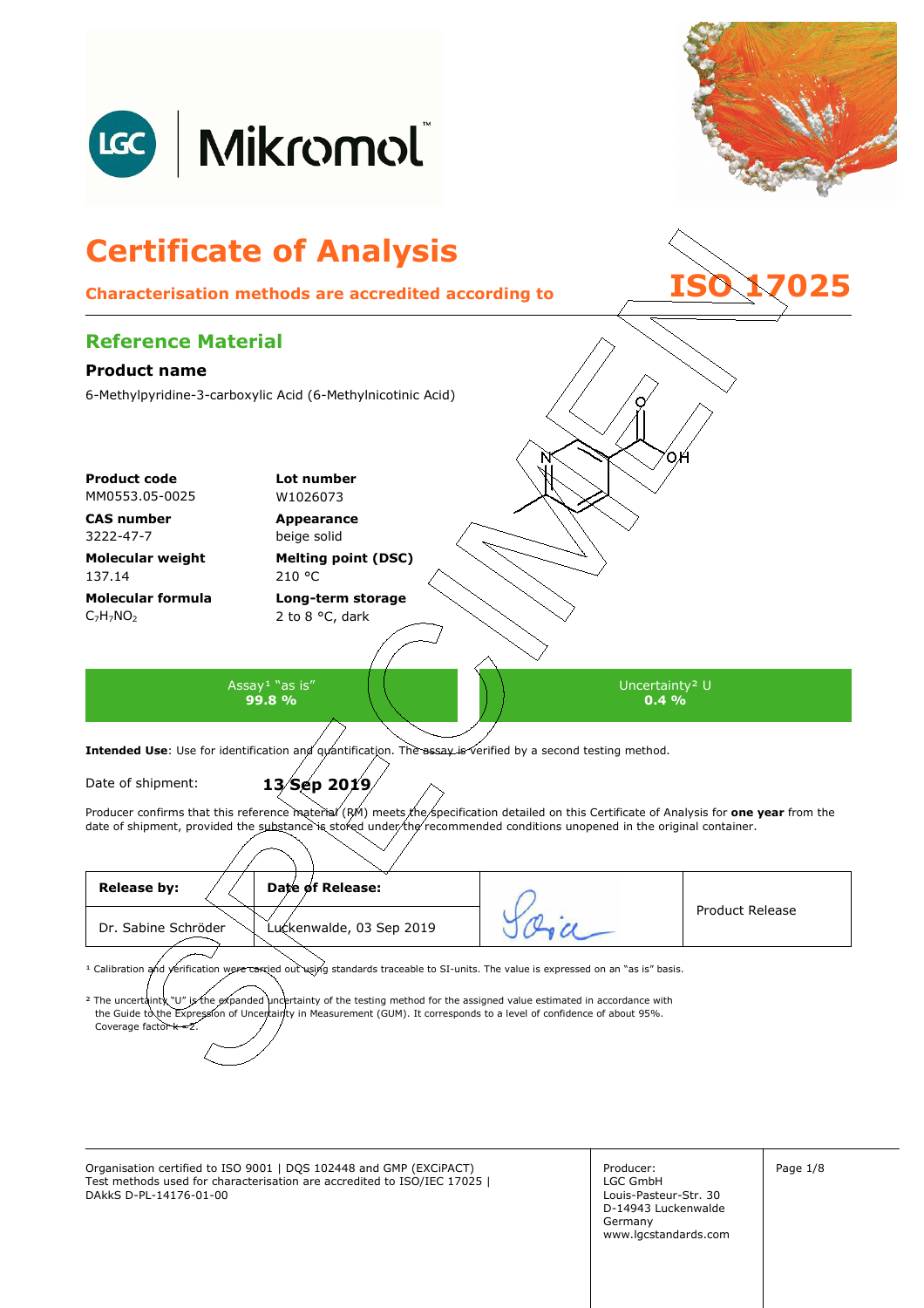# Certificate of Analysis

**Characterisation methods are accredited according to ISO 17025**

## Reference Material

### Product name

6-Methylpyridine-3-carboxylic Acid (6-Methylnicotinic Acid)

| | |
|---|---|
| **Product code**<br>MM0553.05-0025 | **Lot number**<br>W1026073 |
| **CAS number**<br>3222-47-7 | **Appearance**<br>beige solid |
| **Molecular weight**<br>137.14 | **Melting point (DSC)**<br>210 °C |
| **Molecular formula**<br>$C_7H_7NO_2$ | **Long-term storage**<br>2 to 8 °C, dark |

| Assay[1] "as is" | Uncertainty[2] U |
|---|---|
| **99.8 %** | **0.4 %** |

**Intended Use**: Use for identification and quantification. The assay is verified by a second testing method.

Date of shipment: **13 Sep 2019**

Producer confirms that this reference material (RM) meets the specification detailed on this Certificate of Analysis for **one year** from the date of shipment, provided the substance is stored under the recommended conditions unopened in the original container.

| Release by: | Date of Release: | | Product Release |
|---|---|---|---|
| Dr. Sabine Schröder | Luckenwalde, 03 Sep 2019 | [signature] | |

[1] Calibration and verification were carried out using standards traceable to SI-units. The value is expressed on an "as is" basis.

[2] The uncertainty "U" is the expanded uncertainty of the testing method for the assigned value estimated in accordance with the Guide to the Expression of Uncertainty in Measurement (GUM). It corresponds to a level of confidence of about 95%. Coverage factor k = 2.

Organisation certified to ISO 9001 | DQS 102448 and GMP (EXCiPACT)
Test methods used for characterisation are accredited to ISO/IEC 17025 | DAkkS D-PL-14176-01-00

Producer:
LGC GmbH
Louis-Pasteur-Str. 30
D-14943 Luckenwalde
Germany
www.lgcstandards.com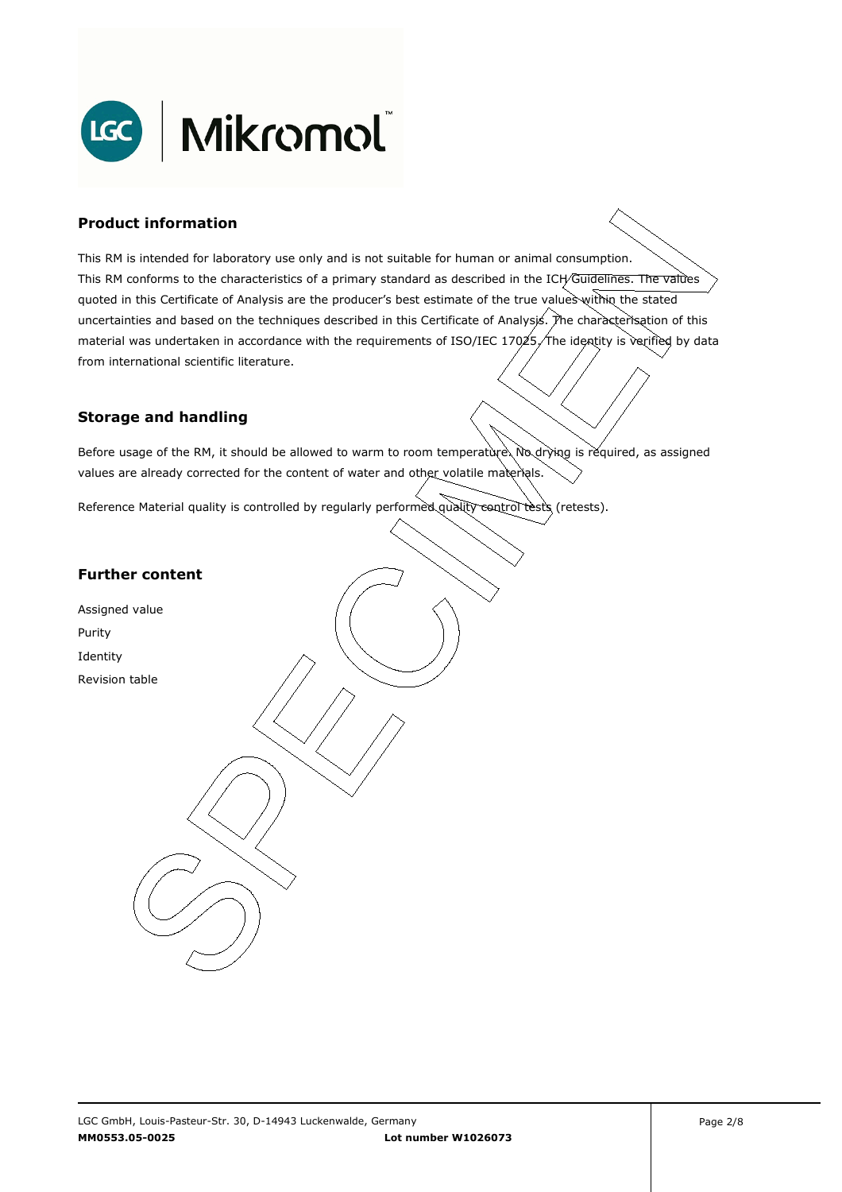## Product information

This RM is intended for laboratory use only and is not suitable for human or animal consumption.
This RM conforms to the characteristics of a primary standard as described in the ICH Guidelines. The values quoted in this Certificate of Analysis are the producer's best estimate of the true values within the stated uncertainties and based on the techniques described in this Certificate of Analysis. The characterisation of this material was undertaken in accordance with the requirements of ISO/IEC 17025. The identity is verified by data from international scientific literature.

## Storage and handling

Before usage of the RM, it should be allowed to warm to room temperature. No drying is required, as assigned values are already corrected for the content of water and other volatile materials.

Reference Material quality is controlled by regularly performed quality control tests (retests).

## Further content

Assigned value
Purity
Identity
Revision table

LGC GmbH, Louis-Pasteur-Str. 30, D-14943 Luckenwalde, Germany
**MM0553.05-0025** **Lot number W1026073**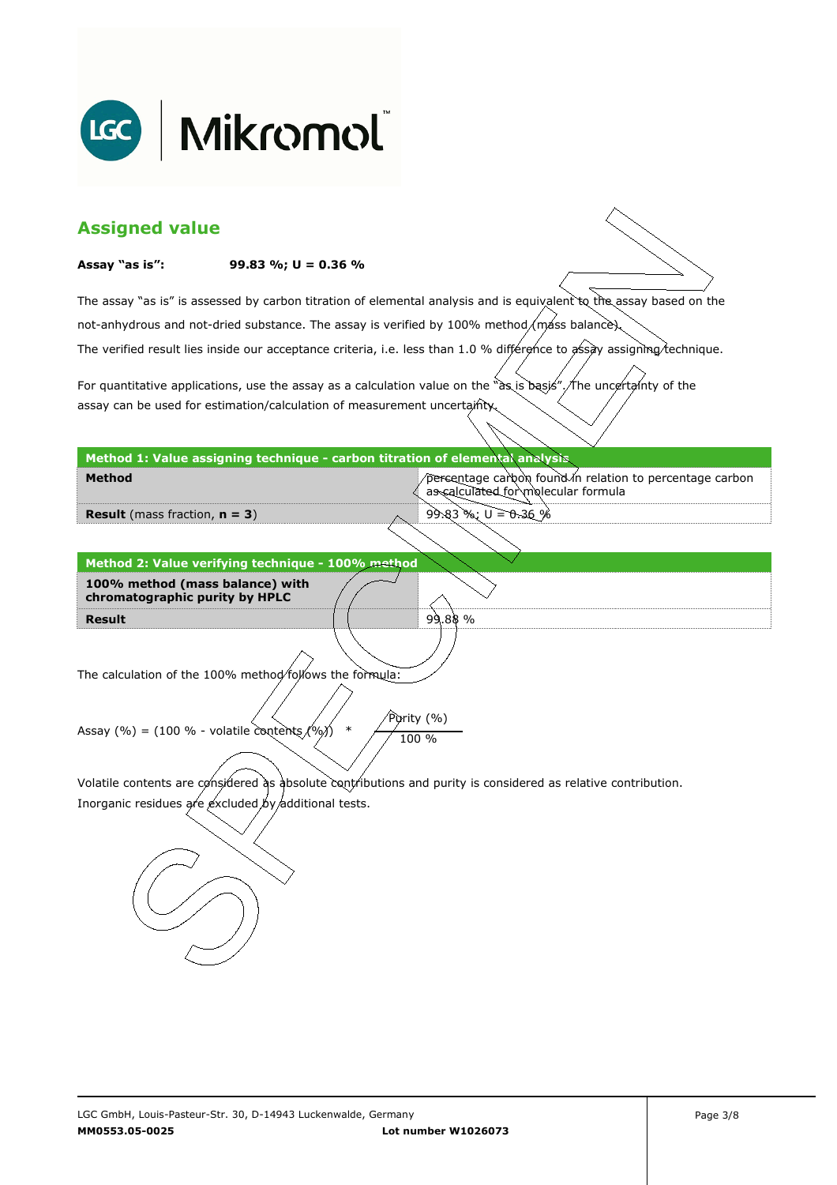## Assigned value

**Assay "as is":** **99.83 %; U = 0.36 %**

The assay "as is" is assessed by carbon titration of elemental analysis and is equivalent to the assay based on the not-anhydrous and not-dried substance. The assay is verified by 100% method (mass balance).
The verified result lies inside our acceptance criteria, i.e. less than 1.0 % difference to assay assigning technique.

For quantitative applications, use the assay as a calculation value on the "as is basis". The uncertainty of the assay can be used for estimation/calculation of measurement uncertainty.

| Method 1: Value assigning technique - carbon titration of elemental analysis | |
|---|---|
| **Method** | percentage carbon found in relation to percentage carbon as calculated for molecular formula |
| **Result** (mass fraction, **n = 3**) | 99.83 %; U = 0.36 % |

| Method 2: Value verifying technique - 100% method | |
|---|---|
| **100% method (mass balance) with chromatographic purity by HPLC** | |
| **Result** | 99.88 % |

The calculation of the 100% method follows the formula:

$$\text{Assay (\%)} = (100\ \% - \text{volatile contents (\%)}) \quad * \quad \frac{\text{Purity (\%)}}{100\ \%}$$

Volatile contents are considered as absolute contributions and purity is considered as relative contribution.
Inorganic residues are excluded by additional tests.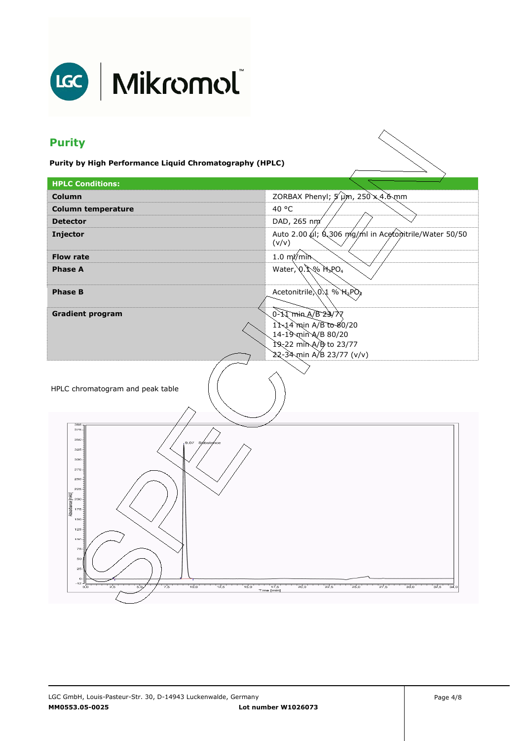## Purity

**Purity by High Performance Liquid Chromatography (HPLC)**

| HPLC Conditions: | |
|---|---|
| **Column** | ZORBAX Phenyl; 5 µm, 250 x 4.6 mm |
| **Column temperature** | 40 °C |
| **Detector** | DAD, 265 nm |
| **Injector** | Auto 2.00 µl; 0.306 mg/ml in Acetonitrile/Water 50/50 (v/v) |
| **Flow rate** | 1.0 ml/min |
| **Phase A** | Water, 0.1 % $H_3PO_4$ |
| **Phase B** | Acetonitrile, 0.1 % $H_3PO_4$ |
| **Gradient program** | 0-11 min A/B 23/77<br>11-14 min A/B to 80/20<br>14-19 min A/B 80/20<br>19-22 min A/B to 23/77<br>22-34 min A/B 23/77 (v/v) |

HPLC chromatogram and peak table

MM0553.05-0025 Lot number W1026073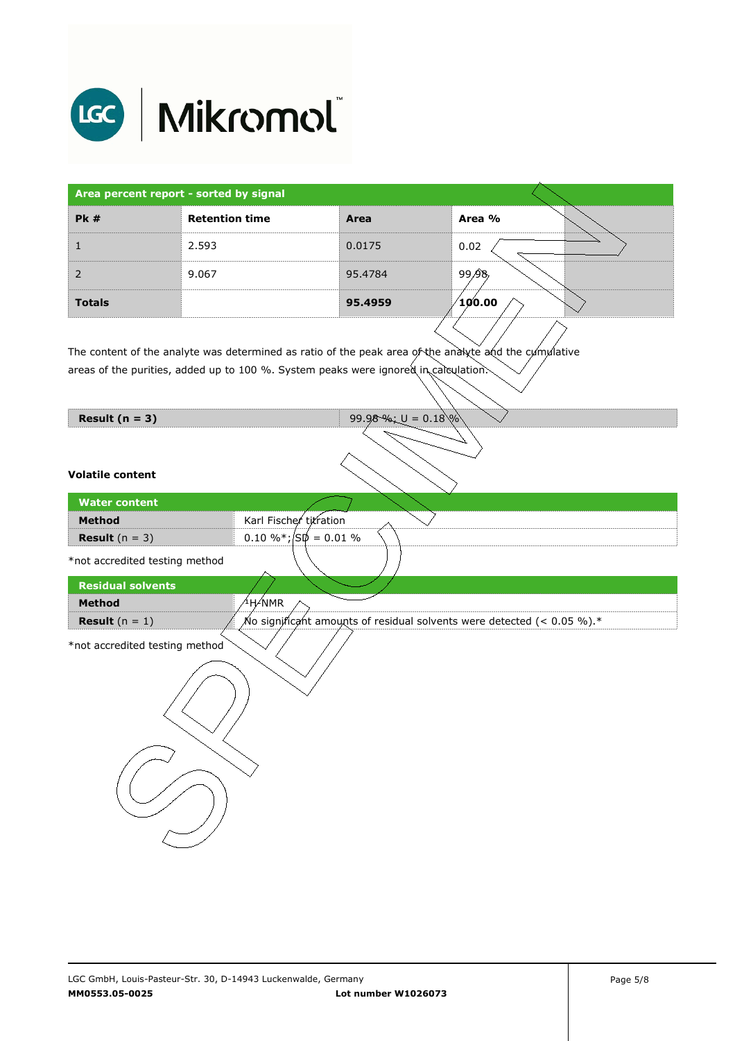| Area percent report - sorted by signal | | | |
|---|---|---|---|
| **Pk #** | **Retention time** | **Area** | **Area %** |
| 1 | 2.593 | 0.0175 | 0.02 |
| 2 | 9.067 | 95.4784 | 99.98 |
| **Totals** | | **95.4959** | **100.00** |

The content of the analyte was determined as ratio of the peak area of the analyte and the cumulative areas of the purities, added up to 100 %. System peaks were ignored in calculation.

| **Result (n = 3)** | 99.98 %; U = 0.18 % |
|---|---|

### Volatile content

| Water content | |
|---|---|
| **Method** | Karl Fischer titration |
| **Result** (n = 3) | 0.10 %*; SD = 0.01 % |

*not accredited testing method

| Residual solvents | |
|---|---|
| **Method** | $^{1}H$-NMR |
| **Result** (n = 1) | No significant amounts of residual solvents were detected (< 0.05 %).* |

*not accredited testing method

LGC GmbH, Louis-Pasteur-Str. 30, D-14943 Luckenwalde, Germany
**MM0553.05-0025** **Lot number W1026073**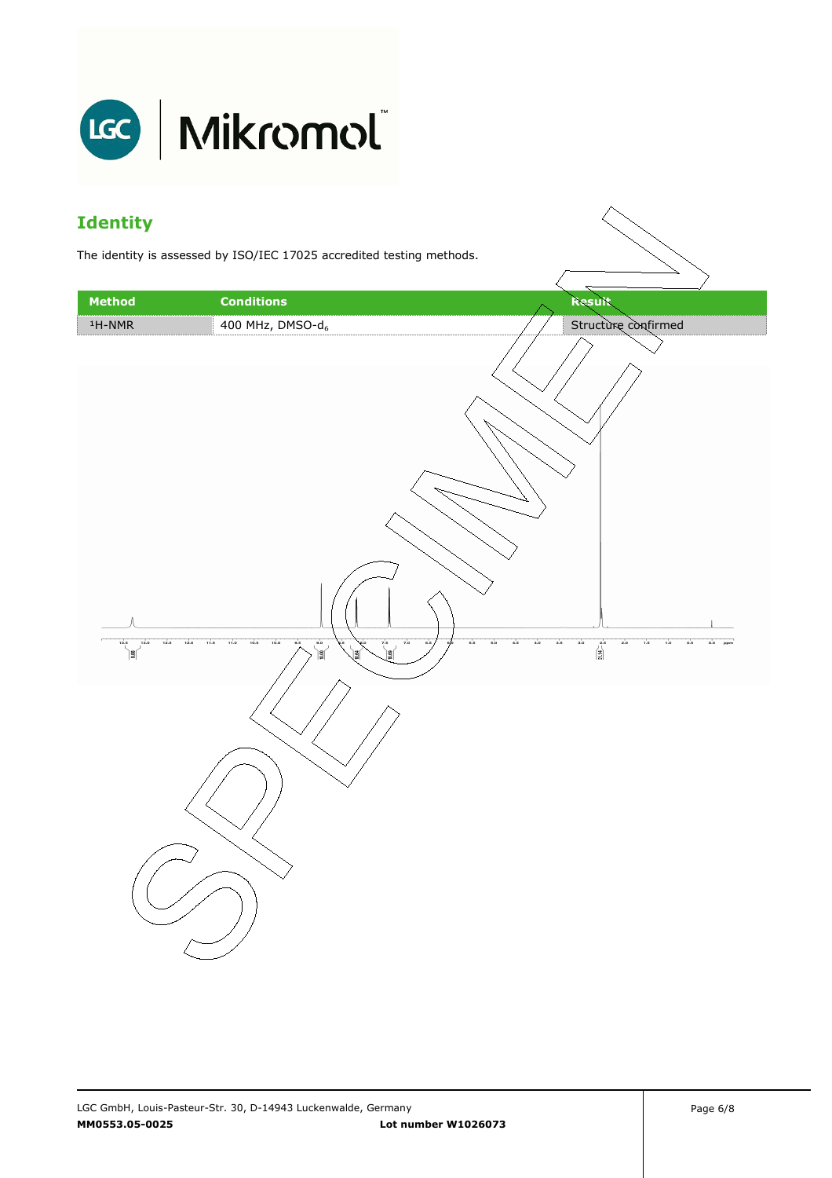## Identity

The identity is assessed by ISO/IEC 17025 accredited testing methods.

| Method | Conditions | Result |
|---|---|---|
| $^1$H-NMR | 400 MHz, DMSO-$d_6$ | Structure confirmed |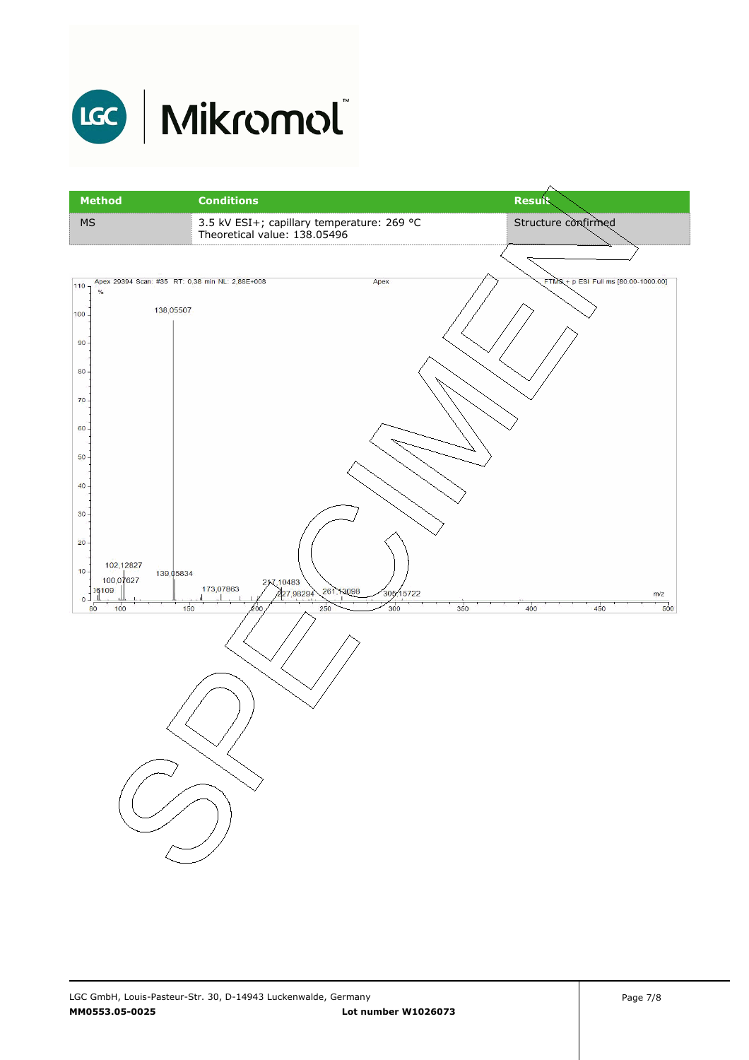| Method | Conditions | Result |
| --- | --- | --- |
| MS | 3.5 kV ESI+; capillary temperature: 269 °C<br>Theoretical value: 138.05496 | Structure confirmed |

Apex 29394 Scan: #35 RT: 0,38 min NL: 2,88E+008 Apex FTMS + p ESI Full ms [80.00-1000.00]

138,05507

102,12827

100,07627

139,05834

173,07863

217,10483

227,98294

261,13098

305,15722

SPECIMEN

LGC GmbH, Louis-Pasteur-Str. 30, D-14943 Luckenwalde, Germany

**MM0553.05-0025** **Lot number W1026073**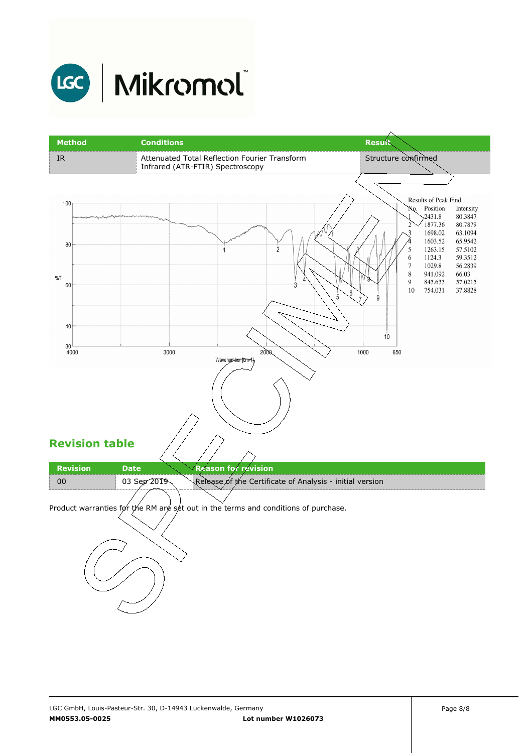| Method | Conditions | Result |
|---|---|---|
| IR | Attenuated Total Reflection Fourier Transform Infrared (ATR-FTIR) Spectroscopy | Structure confirmed |

100
80
%T
60
40
30
4000
3000
2000
1000
650
Wavenumber [cm-1]
1 2 3 4 5 6 7 8 9 10

Results of Peak Find

| No. | Position | Intensity |
|---|---|---|
| 1 | 2431.8 | 80.3847 |
| 2 | 1877.36 | 80.7879 |
| 3 | 1698.02 | 63.1094 |
| 4 | 1603.52 | 65.9542 |
| 5 | 1263.15 | 57.5102 |
| 6 | 1124.3 | 59.3512 |
| 7 | 1029.8 | 56.2839 |
| 8 | 941.092 | 66.03 |
| 9 | 845.633 | 57.0215 |
| 10 | 754.031 | 37.8828 |

## Revision table

| Revision | Date | Reason for revision |
|---|---|---|
| 00 | 03 Sep 2019 | Release of the Certificate of Analysis - initial version |

Product warranties for the RM are set out in the terms and conditions of purchase.

LGC GmbH, Louis-Pasteur-Str. 30, D-14943 Luckenwalde, Germany

**MM0553.05-0025** **Lot number W1026073**